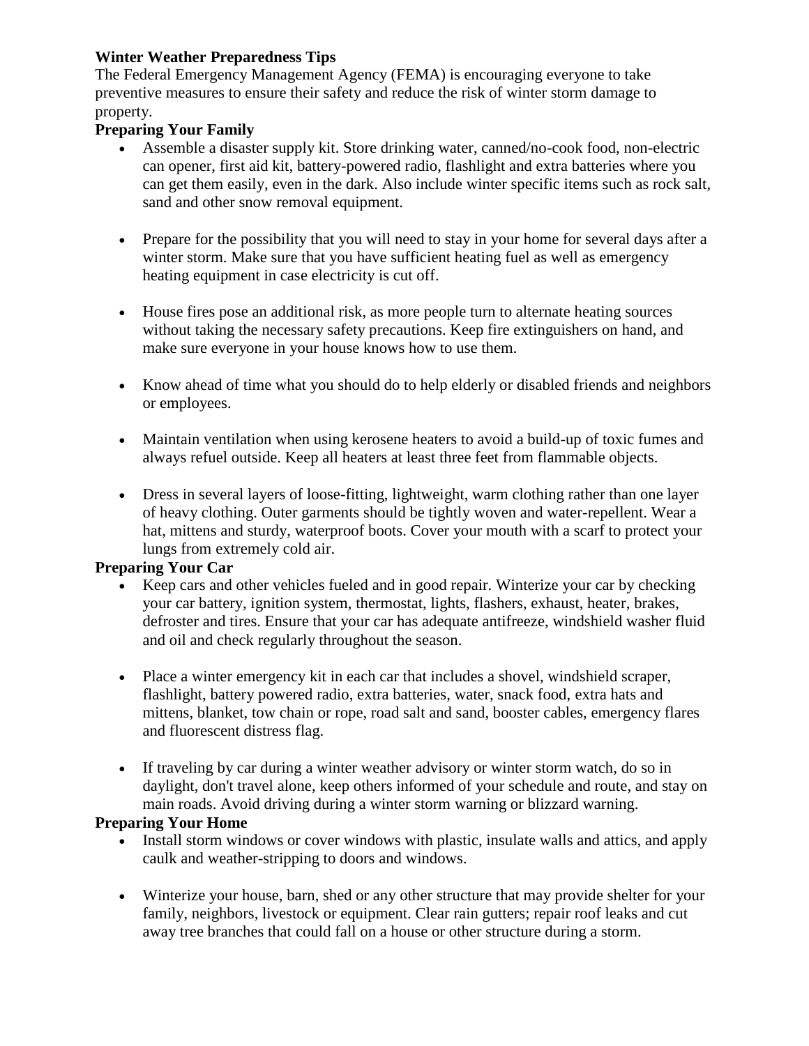**Winter Weather Preparedness Tips**

The Federal Emergency Management Agency (FEMA) is encouraging everyone to take preventive measures to ensure their safety and reduce the risk of winter storm damage to property.

**Preparing Your Family**

- Assemble a disaster supply kit. Store drinking water, canned/no-cook food, non-electric can opener, first aid kit, battery-powered radio, flashlight and extra batteries where you can get them easily, even in the dark. Also include winter specific items such as rock salt, sand and other snow removal equipment.

- Prepare for the possibility that you will need to stay in your home for several days after a winter storm. Make sure that you have sufficient heating fuel as well as emergency heating equipment in case electricity is cut off.

- House fires pose an additional risk, as more people turn to alternate heating sources without taking the necessary safety precautions. Keep fire extinguishers on hand, and make sure everyone in your house knows how to use them.

- Know ahead of time what you should do to help elderly or disabled friends and neighbors or employees.

- Maintain ventilation when using kerosene heaters to avoid a build-up of toxic fumes and always refuel outside. Keep all heaters at least three feet from flammable objects.

- Dress in several layers of loose-fitting, lightweight, warm clothing rather than one layer of heavy clothing. Outer garments should be tightly woven and water-repellent. Wear a hat, mittens and sturdy, waterproof boots. Cover your mouth with a scarf to protect your lungs from extremely cold air.

**Preparing Your Car**

- Keep cars and other vehicles fueled and in good repair. Winterize your car by checking your car battery, ignition system, thermostat, lights, flashers, exhaust, heater, brakes, defroster and tires. Ensure that your car has adequate antifreeze, windshield washer fluid and oil and check regularly throughout the season.

- Place a winter emergency kit in each car that includes a shovel, windshield scraper, flashlight, battery powered radio, extra batteries, water, snack food, extra hats and mittens, blanket, tow chain or rope, road salt and sand, booster cables, emergency flares and fluorescent distress flag.

- If traveling by car during a winter weather advisory or winter storm watch, do so in daylight, don't travel alone, keep others informed of your schedule and route, and stay on main roads. Avoid driving during a winter storm warning or blizzard warning.

**Preparing Your Home**

- Install storm windows or cover windows with plastic, insulate walls and attics, and apply caulk and weather-stripping to doors and windows.

- Winterize your house, barn, shed or any other structure that may provide shelter for your family, neighbors, livestock or equipment. Clear rain gutters; repair roof leaks and cut away tree branches that could fall on a house or other structure during a storm.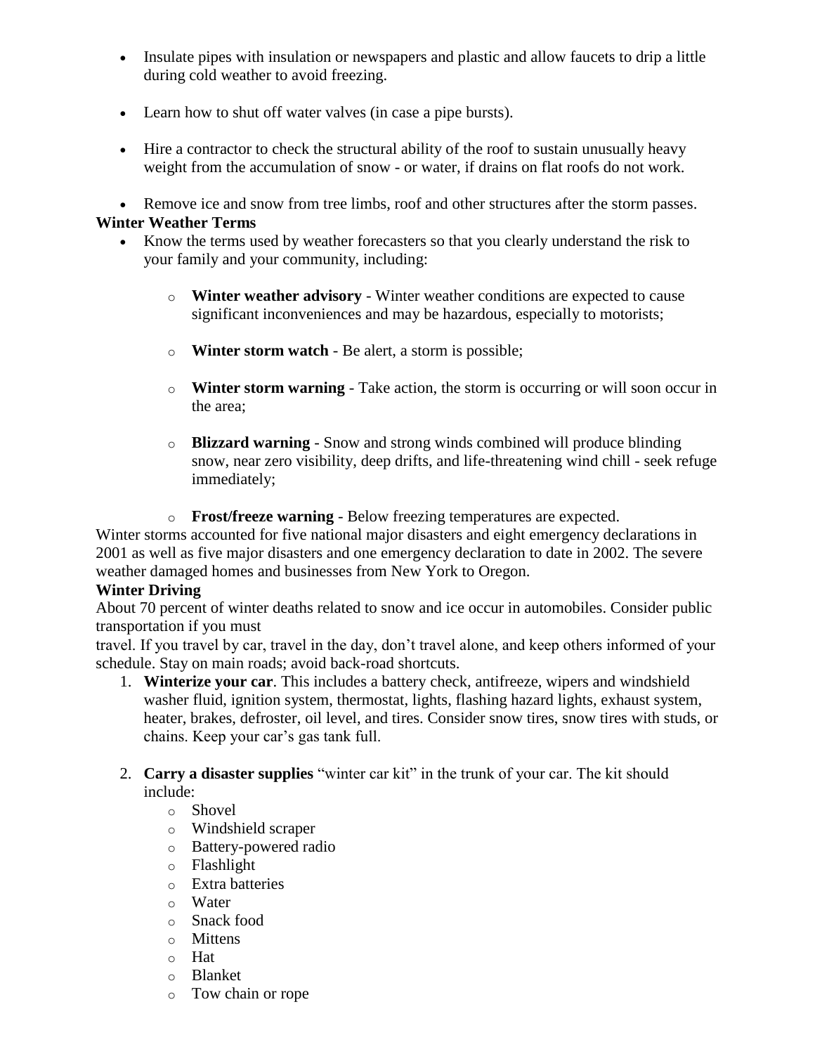- Insulate pipes with insulation or newspapers and plastic and allow faucets to drip a little during cold weather to avoid freezing.
- Learn how to shut off water valves (in case a pipe bursts).
- Hire a contractor to check the structural ability of the roof to sustain unusually heavy weight from the accumulation of snow - or water, if drains on flat roofs do not work.
- Remove ice and snow from tree limbs, roof and other structures after the storm passes.

**Winter Weather Terms**

- Know the terms used by weather forecasters so that you clearly understand the risk to your family and your community, including:
  - **Winter weather advisory** - Winter weather conditions are expected to cause significant inconveniences and may be hazardous, especially to motorists;
  - **Winter storm watch** - Be alert, a storm is possible;
  - **Winter storm warning** - Take action, the storm is occurring or will soon occur in the area;
  - **Blizzard warning** - Snow and strong winds combined will produce blinding snow, near zero visibility, deep drifts, and life-threatening wind chill - seek refuge immediately;
  - **Frost/freeze warning** - Below freezing temperatures are expected.

Winter storms accounted for five national major disasters and eight emergency declarations in 2001 as well as five major disasters and one emergency declaration to date in 2002. The severe weather damaged homes and businesses from New York to Oregon.

**Winter Driving**

About 70 percent of winter deaths related to snow and ice occur in automobiles. Consider public transportation if you must travel. If you travel by car, travel in the day, don't travel alone, and keep others informed of your schedule. Stay on main roads; avoid back-road shortcuts.

1. **Winterize your car**. This includes a battery check, antifreeze, wipers and windshield washer fluid, ignition system, thermostat, lights, flashing hazard lights, exhaust system, heater, brakes, defroster, oil level, and tires. Consider snow tires, snow tires with studs, or chains. Keep your car's gas tank full.
2. **Carry a disaster supplies** "winter car kit" in the trunk of your car. The kit should include:
   - Shovel
   - Windshield scraper
   - Battery-powered radio
   - Flashlight
   - Extra batteries
   - Water
   - Snack food
   - Mittens
   - Hat
   - Blanket
   - Tow chain or rope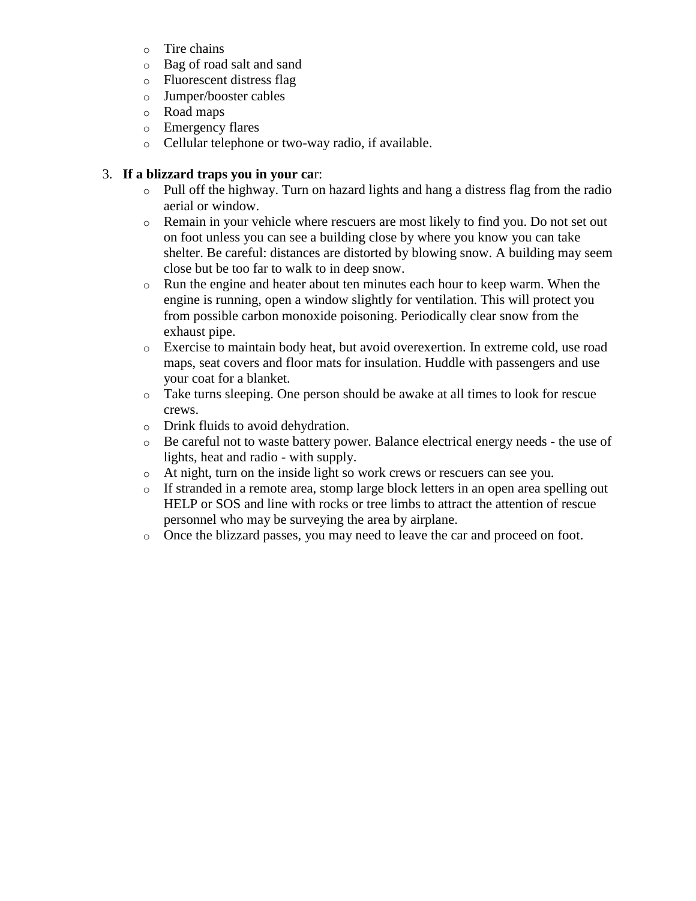- Tire chains
- Bag of road salt and sand
- Fluorescent distress flag
- Jumper/booster cables
- Road maps
- Emergency flares
- Cellular telephone or two-way radio, if available.

3. **If a blizzard traps you in your car**:
    - Pull off the highway. Turn on hazard lights and hang a distress flag from the radio aerial or window.
    - Remain in your vehicle where rescuers are most likely to find you. Do not set out on foot unless you can see a building close by where you know you can take shelter. Be careful: distances are distorted by blowing snow. A building may seem close but be too far to walk to in deep snow.
    - Run the engine and heater about ten minutes each hour to keep warm. When the engine is running, open a window slightly for ventilation. This will protect you from possible carbon monoxide poisoning. Periodically clear snow from the exhaust pipe.
    - Exercise to maintain body heat, but avoid overexertion. In extreme cold, use road maps, seat covers and floor mats for insulation. Huddle with passengers and use your coat for a blanket.
    - Take turns sleeping. One person should be awake at all times to look for rescue crews.
    - Drink fluids to avoid dehydration.
    - Be careful not to waste battery power. Balance electrical energy needs - the use of lights, heat and radio - with supply.
    - At night, turn on the inside light so work crews or rescuers can see you.
    - If stranded in a remote area, stomp large block letters in an open area spelling out HELP or SOS and line with rocks or tree limbs to attract the attention of rescue personnel who may be surveying the area by airplane.
    - Once the blizzard passes, you may need to leave the car and proceed on foot.